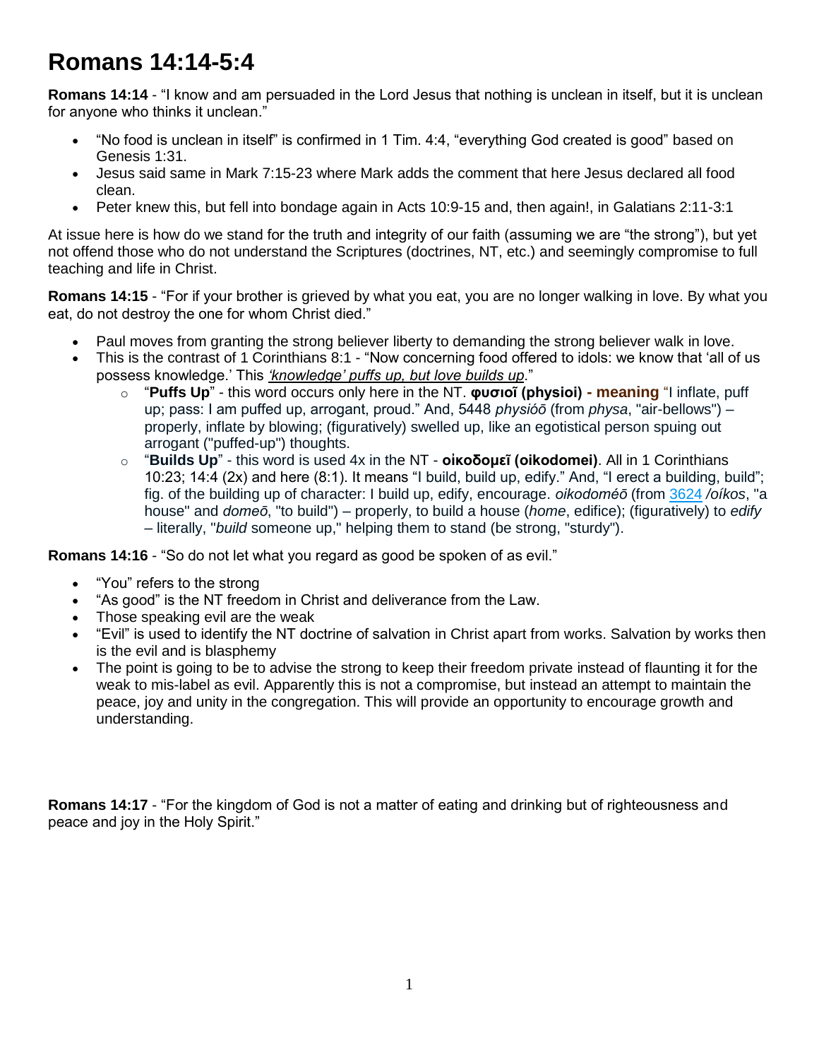# Romans 14:14-5:4

**Romans 14:14** - “I know and am persuaded in the Lord Jesus that nothing is unclean in itself, but it is unclean for anyone who thinks it unclean.”

- “No food is unclean in itself” is confirmed in 1 Tim. 4:4, “everything God created is good” based on Genesis 1:31.
- Jesus said same in Mark 7:15-23 where Mark adds the comment that here Jesus declared all food clean.
- Peter knew this, but fell into bondage again in Acts 10:9-15 and, then again!, in Galatians 2:11-3:1

At issue here is how do we stand for the truth and integrity of our faith (assuming we are “the strong”), but yet not offend those who do not understand the Scriptures (doctrines, NT, etc.) and seemingly compromise to full teaching and life in Christ.

**Romans 14:15** - “For if your brother is grieved by what you eat, you are no longer walking in love. By what you eat, do not destroy the one for whom Christ died.”

- Paul moves from granting the strong believer liberty to demanding the strong believer walk in love.
- This is the contrast of 1 Corinthians 8:1 - “Now concerning food offered to idols: we know that ‘all of us possess knowledge.’ This *‘knowledge’ puffs up, but love builds up*.”
  - “**Puffs Up**” - this word occurs only here in the NT. **φυσιοῖ (physioi) - meaning** “I inflate, puff up; pass: I am puffed up, arrogant, proud.” And, 5448 *physióō* (from *physa*, "air-bellows") – properly, inflate by blowing; (figuratively) swelled up, like an egotistical person spuing out arrogant ("puffed-up") thoughts.
  - “**Builds Up**” - this word is used 4x in the NT - **οἰκοδομεῖ (oikodomei)**. All in 1 Corinthians 10:23; 14:4 (2x) and here (8:1). It means “I build, build up, edify.” And, “I erect a building, build”; fig. of the building up of character: I build up, edify, encourage. *oikodoméō* (from 3624 */oíkos*, "a house" and *domeō*, "to build") – properly, to build a house (*home*, edifice); (figuratively) to *edify* – literally, "*build* someone up," helping them to stand (be strong, "sturdy").

**Romans 14:16** - “So do not let what you regard as good be spoken of as evil.”

- “You” refers to the strong
- “As good” is the NT freedom in Christ and deliverance from the Law.
- Those speaking evil are the weak
- “Evil” is used to identify the NT doctrine of salvation in Christ apart from works. Salvation by works then is the evil and is blasphemy
- The point is going to be to advise the strong to keep their freedom private instead of flaunting it for the weak to mis-label as evil. Apparently this is not a compromise, but instead an attempt to maintain the peace, joy and unity in the congregation. This will provide an opportunity to encourage growth and understanding.

**Romans 14:17** - “For the kingdom of God is not a matter of eating and drinking but of righteousness and peace and joy in the Holy Spirit.”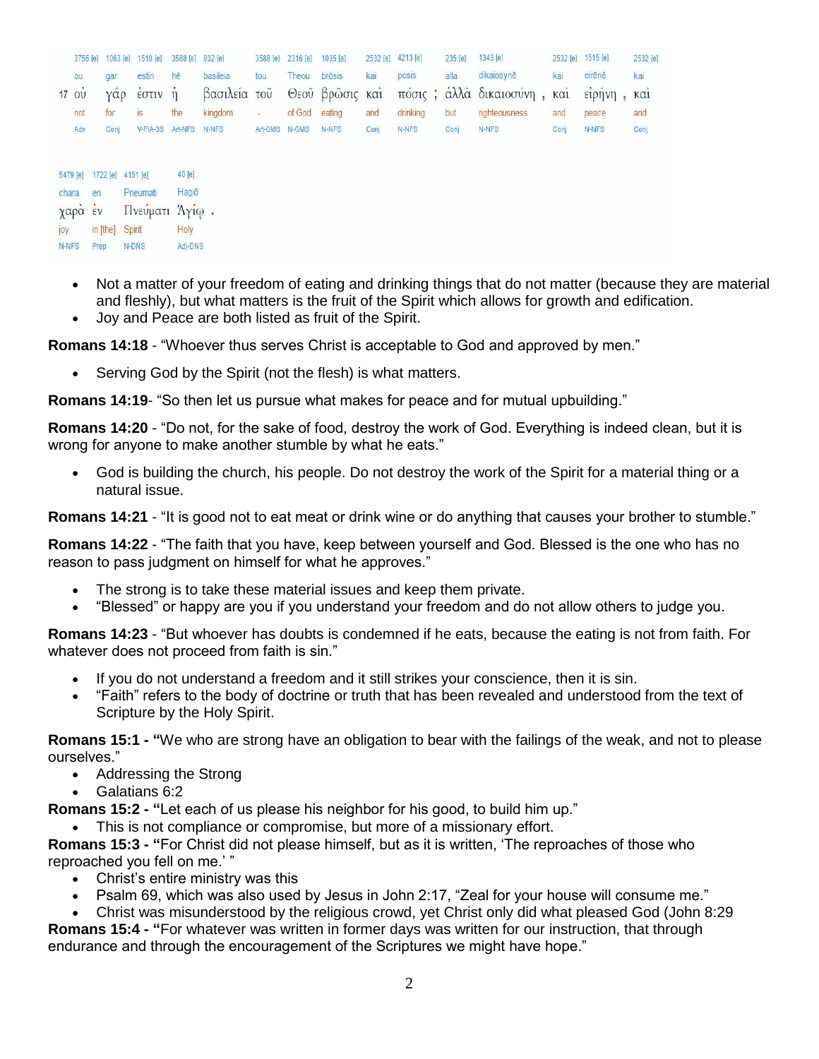17

| | | | | | | | | | | | | | | |
|---|---|---|---|---|---|---|---|---|---|---|---|---|---|---|
| 3756 [e] | 1063 [e] | 1510 [e] | 3588 [e] | 932 [e] | 3588 [e] | 2316 [e] | 1035 [e] | 2532 [e] | 4213 [e] | 235 [e] | 1343 [e] | 2532 [e] | 1515 [e] | 2532 [e] |
| ou | gar | estin | hē | basileia | tou | Theou | brōsis | kai | posis | alla | dikaiosynē | kai | eirēnē | kai |
| οὐ | γάρ | ἐστιν | ἡ | βασιλεία | τοῦ | Θεοῦ | βρῶσις | καὶ | πόσις ; | ἀλλὰ | δικαιοσύνη , | καὶ | εἰρήνη , | καὶ |
| not | for | is | the | kingdom | - | of God | eating | and | drinking | but | righteousness | and | peace | and |
| Adv | Conj | V-PIA-3S | Art-NFS | N-NFS | Art-GMS | N-GMS | N-NFS | Conj | N-NFS | Conj | N-NFS | Conj | N-NFS | Conj |

| | | | |
|---|---|---|---|
| 5479 [e] | 1722 [e] | 4151 [e] | 40 [e] |
| chara | en | Pneumati | Hagiō |
| χαρὰ | ἐν | Πνεύματι | Ἁγίῳ . |
| joy | in [the] | Spirit | Holy |
| N-NFS | Prep | N-DNS | Adj-DNS |

- Not a matter of your freedom of eating and drinking things that do not matter (because they are material and fleshly), but what matters is the fruit of the Spirit which allows for growth and edification.
- Joy and Peace are both listed as fruit of the Spirit.

**Romans 14:18** - "Whoever thus serves Christ is acceptable to God and approved by men."

- Serving God by the Spirit (not the flesh) is what matters.

**Romans 14:19**- "So then let us pursue what makes for peace and for mutual upbuilding."

**Romans 14:20** - "Do not, for the sake of food, destroy the work of God. Everything is indeed clean, but it is wrong for anyone to make another stumble by what he eats."

- God is building the church, his people. Do not destroy the work of the Spirit for a material thing or a natural issue.

**Romans 14:21** - "It is good not to eat meat or drink wine or do anything that causes your brother to stumble."

**Romans 14:22** - "The faith that you have, keep between yourself and God. Blessed is the one who has no reason to pass judgment on himself for what he approves."

- The strong is to take these material issues and keep them private.
- "Blessed" or happy are you if you understand your freedom and do not allow others to judge you.

**Romans 14:23** - "But whoever has doubts is condemned if he eats, because the eating is not from faith. For whatever does not proceed from faith is sin."

- If you do not understand a freedom and it still strikes your conscience, then it is sin.
- "Faith" refers to the body of doctrine or truth that has been revealed and understood from the text of Scripture by the Holy Spirit.

**Romans 15:1 - "**We who are strong have an obligation to bear with the failings of the weak, and not to please ourselves."

- Addressing the Strong
- Galatians 6:2

**Romans 15:2 - "**Let each of us please his neighbor for his good, to build him up."

- This is not compliance or compromise, but more of a missionary effort.

**Romans 15:3 - "**For Christ did not please himself, but as it is written, 'The reproaches of those who reproached you fell on me.' "

- Christ's entire ministry was this
- Psalm 69, which was also used by Jesus in John 2:17, "Zeal for your house will consume me."
- Christ was misunderstood by the religious crowd, yet Christ only did what pleased God (John 8:29

**Romans 15:4 - "**For whatever was written in former days was written for our instruction, that through endurance and through the encouragement of the Scriptures we might have hope."